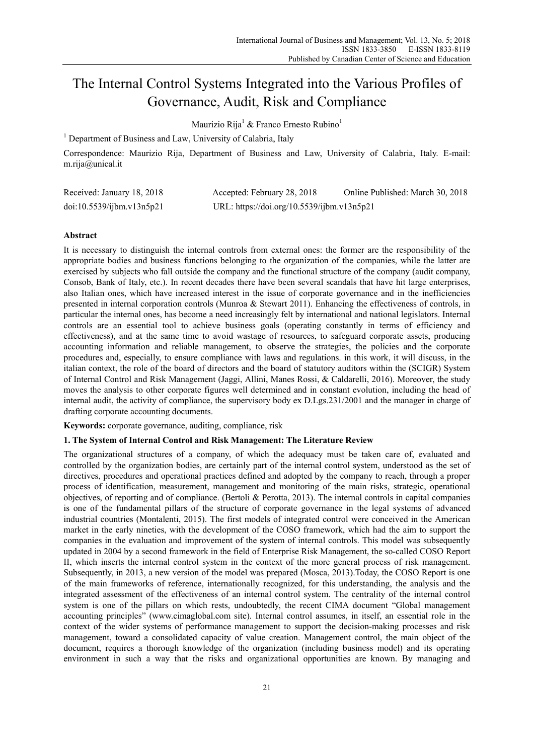# The Internal Control Systems Integrated into the Various Profiles of Governance, Audit, Risk and Compliance

Maurizio Rija[1] & Franco Ernesto Rubino[1]

[1] Department of Business and Law, University of Calabria, Italy

Correspondence: Maurizio Rija, Department of Business and Law, University of Calabria, Italy. E-mail: m.rija@unical.it

Received: January 18, 2018 Accepted: February 28, 2018 Online Published: March 30, 2018

doi:10.5539/ijbm.v13n5p21 URL: https://doi.org/10.5539/ijbm.v13n5p21

## Abstract

It is necessary to distinguish the internal controls from external ones: the former are the responsibility of the appropriate bodies and business functions belonging to the organization of the companies, while the latter are exercised by subjects who fall outside the company and the functional structure of the company (audit company, Consob, Bank of Italy, etc.). In recent decades there have been several scandals that have hit large enterprises, also Italian ones, which have increased interest in the issue of corporate governance and in the inefficiencies presented in internal corporation controls (Munroa & Stewart 2011). Enhancing the effectiveness of controls, in particular the internal ones, has become a need increasingly felt by international and national legislators. Internal controls are an essential tool to achieve business goals (operating constantly in terms of efficiency and effectiveness), and at the same time to avoid wastage of resources, to safeguard corporate assets, producing accounting information and reliable management, to observe the strategies, the policies and the corporate procedures and, especially, to ensure compliance with laws and regulations. in this work, it will discuss, in the italian context, the role of the board of directors and the board of statutory auditors within the (SCIGR) System of Internal Control and Risk Management (Jaggi, Allini, Manes Rossi, & Caldarelli, 2016). Moreover, the study moves the analysis to other corporate figures well determined and in constant evolution, including the head of internal audit, the activity of compliance, the supervisory body ex D.Lgs.231/2001 and the manager in charge of drafting corporate accounting documents.

**Keywords:** corporate governance, auditing, compliance, risk

## 1. The System of Internal Control and Risk Management: The Literature Review

The organizational structures of a company, of which the adequacy must be taken care of, evaluated and controlled by the organization bodies, are certainly part of the internal control system, understood as the set of directives, procedures and operational practices defined and adopted by the company to reach, through a proper process of identification, measurement, management and monitoring of the main risks, strategic, operational objectives, of reporting and of compliance. (Bertoli & Perotta, 2013). The internal controls in capital companies is one of the fundamental pillars of the structure of corporate governance in the legal systems of advanced industrial countries (Montalenti, 2015). The first models of integrated control were conceived in the American market in the early nineties, with the development of the COSO framework, which had the aim to support the companies in the evaluation and improvement of the system of internal controls. This model was subsequently updated in 2004 by a second framework in the field of Enterprise Risk Management, the so-called COSO Report II, which inserts the internal control system in the context of the more general process of risk management. Subsequently, in 2013, a new version of the model was prepared (Mosca, 2013).Today, the COSO Report is one of the main frameworks of reference, internationally recognized, for this understanding, the analysis and the integrated assessment of the effectiveness of an internal control system. The centrality of the internal control system is one of the pillars on which rests, undoubtedly, the recent CIMA document "Global management accounting principles" (www.cimaglobal.com site). Internal control assumes, in itself, an essential role in the context of the wider systems of performance management to support the decision-making processes and risk management, toward a consolidated capacity of value creation. Management control, the main object of the document, requires a thorough knowledge of the organization (including business model) and its operating environment in such a way that the risks and organizational opportunities are known. By managing and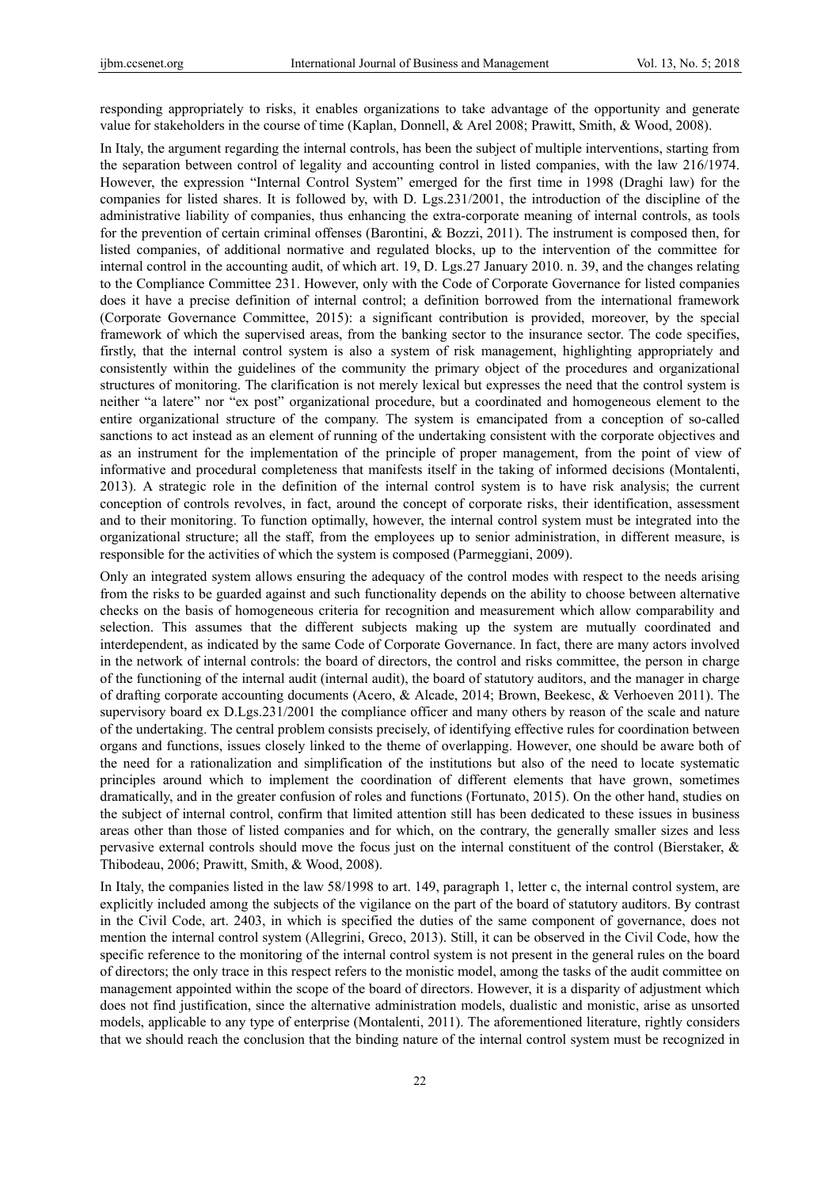responding appropriately to risks, it enables organizations to take advantage of the opportunity and generate value for stakeholders in the course of time (Kaplan, Donnell, & Arel 2008; Prawitt, Smith, & Wood, 2008).

In Italy, the argument regarding the internal controls, has been the subject of multiple interventions, starting from the separation between control of legality and accounting control in listed companies, with the law 216/1974. However, the expression "Internal Control System" emerged for the first time in 1998 (Draghi law) for the companies for listed shares. It is followed by, with D. Lgs.231/2001, the introduction of the discipline of the administrative liability of companies, thus enhancing the extra-corporate meaning of internal controls, as tools for the prevention of certain criminal offenses (Barontini, & Bozzi, 2011). The instrument is composed then, for listed companies, of additional normative and regulated blocks, up to the intervention of the committee for internal control in the accounting audit, of which art. 19, D. Lgs.27 January 2010. n. 39, and the changes relating to the Compliance Committee 231. However, only with the Code of Corporate Governance for listed companies does it have a precise definition of internal control; a definition borrowed from the international framework (Corporate Governance Committee, 2015): a significant contribution is provided, moreover, by the special framework of which the supervised areas, from the banking sector to the insurance sector. The code specifies, firstly, that the internal control system is also a system of risk management, highlighting appropriately and consistently within the guidelines of the community the primary object of the procedures and organizational structures of monitoring. The clarification is not merely lexical but expresses the need that the control system is neither "a latere" nor "ex post" organizational procedure, but a coordinated and homogeneous element to the entire organizational structure of the company. The system is emancipated from a conception of so-called sanctions to act instead as an element of running of the undertaking consistent with the corporate objectives and as an instrument for the implementation of the principle of proper management, from the point of view of informative and procedural completeness that manifests itself in the taking of informed decisions (Montalenti, 2013). A strategic role in the definition of the internal control system is to have risk analysis; the current conception of controls revolves, in fact, around the concept of corporate risks, their identification, assessment and to their monitoring. To function optimally, however, the internal control system must be integrated into the organizational structure; all the staff, from the employees up to senior administration, in different measure, is responsible for the activities of which the system is composed (Parmeggiani, 2009).

Only an integrated system allows ensuring the adequacy of the control modes with respect to the needs arising from the risks to be guarded against and such functionality depends on the ability to choose between alternative checks on the basis of homogeneous criteria for recognition and measurement which allow comparability and selection. This assumes that the different subjects making up the system are mutually coordinated and interdependent, as indicated by the same Code of Corporate Governance. In fact, there are many actors involved in the network of internal controls: the board of directors, the control and risks committee, the person in charge of the functioning of the internal audit (internal audit), the board of statutory auditors, and the manager in charge of drafting corporate accounting documents (Acero, & Alcade, 2014; Brown, Beekesc, & Verhoeven 2011). The supervisory board ex D.Lgs.231/2001 the compliance officer and many others by reason of the scale and nature of the undertaking. The central problem consists precisely, of identifying effective rules for coordination between organs and functions, issues closely linked to the theme of overlapping. However, one should be aware both of the need for a rationalization and simplification of the institutions but also of the need to locate systematic principles around which to implement the coordination of different elements that have grown, sometimes dramatically, and in the greater confusion of roles and functions (Fortunato, 2015). On the other hand, studies on the subject of internal control, confirm that limited attention still has been dedicated to these issues in business areas other than those of listed companies and for which, on the contrary, the generally smaller sizes and less pervasive external controls should move the focus just on the internal constituent of the control (Bierstaker, & Thibodeau, 2006; Prawitt, Smith, & Wood, 2008).

In Italy, the companies listed in the law 58/1998 to art. 149, paragraph 1, letter c, the internal control system, are explicitly included among the subjects of the vigilance on the part of the board of statutory auditors. By contrast in the Civil Code, art. 2403, in which is specified the duties of the same component of governance, does not mention the internal control system (Allegrini, Greco, 2013). Still, it can be observed in the Civil Code, how the specific reference to the monitoring of the internal control system is not present in the general rules on the board of directors; the only trace in this respect refers to the monistic model, among the tasks of the audit committee on management appointed within the scope of the board of directors. However, it is a disparity of adjustment which does not find justification, since the alternative administration models, dualistic and monistic, arise as unsorted models, applicable to any type of enterprise (Montalenti, 2011). The aforementioned literature, rightly considers that we should reach the conclusion that the binding nature of the internal control system must be recognized in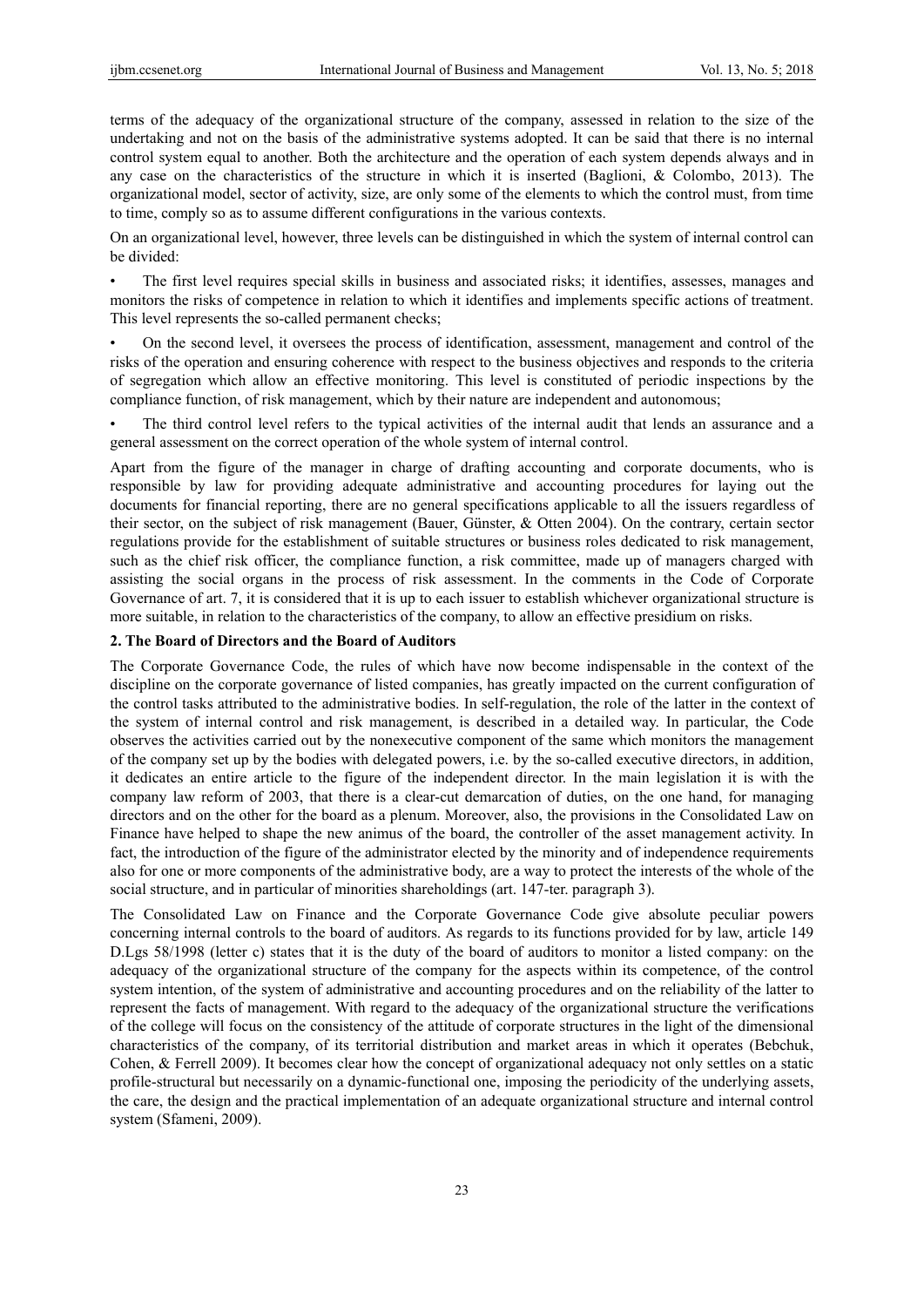terms of the adequacy of the organizational structure of the company, assessed in relation to the size of the undertaking and not on the basis of the administrative systems adopted. It can be said that there is no internal control system equal to another. Both the architecture and the operation of each system depends always and in any case on the characteristics of the structure in which it is inserted (Baglioni, & Colombo, 2013). The organizational model, sector of activity, size, are only some of the elements to which the control must, from time to time, comply so as to assume different configurations in the various contexts.

On an organizational level, however, three levels can be distinguished in which the system of internal control can be divided:

- The first level requires special skills in business and associated risks; it identifies, assesses, manages and monitors the risks of competence in relation to which it identifies and implements specific actions of treatment. This level represents the so-called permanent checks;
- On the second level, it oversees the process of identification, assessment, management and control of the risks of the operation and ensuring coherence with respect to the business objectives and responds to the criteria of segregation which allow an effective monitoring. This level is constituted of periodic inspections by the compliance function, of risk management, which by their nature are independent and autonomous;
- The third control level refers to the typical activities of the internal audit that lends an assurance and a general assessment on the correct operation of the whole system of internal control.

Apart from the figure of the manager in charge of drafting accounting and corporate documents, who is responsible by law for providing adequate administrative and accounting procedures for laying out the documents for financial reporting, there are no general specifications applicable to all the issuers regardless of their sector, on the subject of risk management (Bauer, Günster, & Otten 2004). On the contrary, certain sector regulations provide for the establishment of suitable structures or business roles dedicated to risk management, such as the chief risk officer, the compliance function, a risk committee, made up of managers charged with assisting the social organs in the process of risk assessment. In the comments in the Code of Corporate Governance of art. 7, it is considered that it is up to each issuer to establish whichever organizational structure is more suitable, in relation to the characteristics of the company, to allow an effective presidium on risks.

## 2. The Board of Directors and the Board of Auditors

The Corporate Governance Code, the rules of which have now become indispensable in the context of the discipline on the corporate governance of listed companies, has greatly impacted on the current configuration of the control tasks attributed to the administrative bodies. In self-regulation, the role of the latter in the context of the system of internal control and risk management, is described in a detailed way. In particular, the Code observes the activities carried out by the nonexecutive component of the same which monitors the management of the company set up by the bodies with delegated powers, i.e. by the so-called executive directors, in addition, it dedicates an entire article to the figure of the independent director. In the main legislation it is with the company law reform of 2003, that there is a clear-cut demarcation of duties, on the one hand, for managing directors and on the other for the board as a plenum. Moreover, also, the provisions in the Consolidated Law on Finance have helped to shape the new animus of the board, the controller of the asset management activity. In fact, the introduction of the figure of the administrator elected by the minority and of independence requirements also for one or more components of the administrative body, are a way to protect the interests of the whole of the social structure, and in particular of minorities shareholdings (art. 147-ter. paragraph 3).

The Consolidated Law on Finance and the Corporate Governance Code give absolute peculiar powers concerning internal controls to the board of auditors. As regards to its functions provided for by law, article 149 D.Lgs 58/1998 (letter c) states that it is the duty of the board of auditors to monitor a listed company: on the adequacy of the organizational structure of the company for the aspects within its competence, of the control system intention, of the system of administrative and accounting procedures and on the reliability of the latter to represent the facts of management. With regard to the adequacy of the organizational structure the verifications of the college will focus on the consistency of the attitude of corporate structures in the light of the dimensional characteristics of the company, of its territorial distribution and market areas in which it operates (Bebchuk, Cohen, & Ferrell 2009). It becomes clear how the concept of organizational adequacy not only settles on a static profile-structural but necessarily on a dynamic-functional one, imposing the periodicity of the underlying assets, the care, the design and the practical implementation of an adequate organizational structure and internal control system (Sfameni, 2009).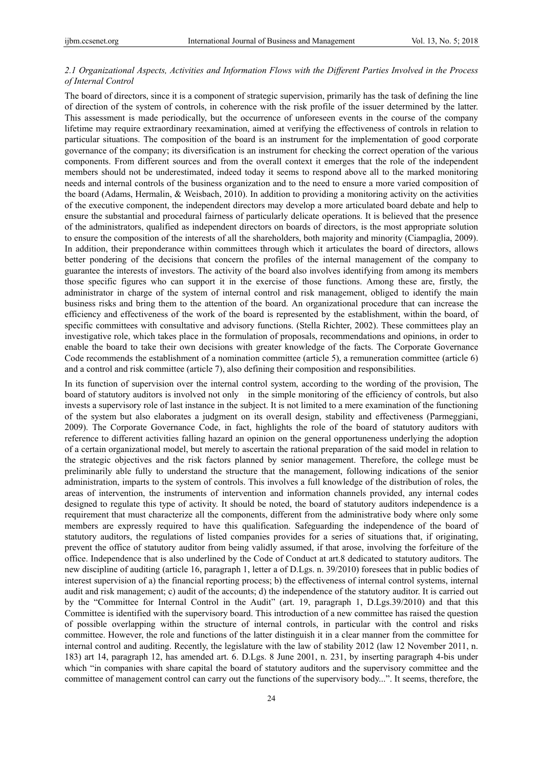### *2.1 Organizational Aspects, Activities and Information Flows with the Different Parties Involved in the Process of Internal Control*

The board of directors, since it is a component of strategic supervision, primarily has the task of defining the line of direction of the system of controls, in coherence with the risk profile of the issuer determined by the latter. This assessment is made periodically, but the occurrence of unforeseen events in the course of the company lifetime may require extraordinary reexamination, aimed at verifying the effectiveness of controls in relation to particular situations. The composition of the board is an instrument for the implementation of good corporate governance of the company; its diversification is an instrument for checking the correct operation of the various components. From different sources and from the overall context it emerges that the role of the independent members should not be underestimated, indeed today it seems to respond above all to the marked monitoring needs and internal controls of the business organization and to the need to ensure a more varied composition of the board (Adams, Hermalin, & Weisbach, 2010). In addition to providing a monitoring activity on the activities of the executive component, the independent directors may develop a more articulated board debate and help to ensure the substantial and procedural fairness of particularly delicate operations. It is believed that the presence of the administrators, qualified as independent directors on boards of directors, is the most appropriate solution to ensure the composition of the interests of all the shareholders, both majority and minority (Ciampaglia, 2009). In addition, their preponderance within committees through which it articulates the board of directors, allows better pondering of the decisions that concern the profiles of the internal management of the company to guarantee the interests of investors. The activity of the board also involves identifying from among its members those specific figures who can support it in the exercise of those functions. Among these are, firstly, the administrator in charge of the system of internal control and risk management, obliged to identify the main business risks and bring them to the attention of the board. An organizational procedure that can increase the efficiency and effectiveness of the work of the board is represented by the establishment, within the board, of specific committees with consultative and advisory functions. (Stella Richter, 2002). These committees play an investigative role, which takes place in the formulation of proposals, recommendations and opinions, in order to enable the board to take their own decisions with greater knowledge of the facts. The Corporate Governance Code recommends the establishment of a nomination committee (article 5), a remuneration committee (article 6) and a control and risk committee (article 7), also defining their composition and responsibilities.

In its function of supervision over the internal control system, according to the wording of the provision, The board of statutory auditors is involved not only in the simple monitoring of the efficiency of controls, but also invests a supervisory role of last instance in the subject. It is not limited to a mere examination of the functioning of the system but also elaborates a judgment on its overall design, stability and effectiveness (Parmeggiani, 2009). The Corporate Governance Code, in fact, highlights the role of the board of statutory auditors with reference to different activities falling hazard an opinion on the general opportuneness underlying the adoption of a certain organizational model, but merely to ascertain the rational preparation of the said model in relation to the strategic objectives and the risk factors planned by senior management. Therefore, the college must be preliminarily able fully to understand the structure that the management, following indications of the senior administration, imparts to the system of controls. This involves a full knowledge of the distribution of roles, the areas of intervention, the instruments of intervention and information channels provided, any internal codes designed to regulate this type of activity. It should be noted, the board of statutory auditors independence is a requirement that must characterize all the components, different from the administrative body where only some members are expressly required to have this qualification. Safeguarding the independence of the board of statutory auditors, the regulations of listed companies provides for a series of situations that, if originating, prevent the office of statutory auditor from being validly assumed, if that arose, involving the forfeiture of the office. Independence that is also underlined by the Code of Conduct at art.8 dedicated to statutory auditors. The new discipline of auditing (article 16, paragraph 1, letter a of D.Lgs. n. 39/2010) foresees that in public bodies of interest supervision of a) the financial reporting process; b) the effectiveness of internal control systems, internal audit and risk management; c) audit of the accounts; d) the independence of the statutory auditor. It is carried out by the "Committee for Internal Control in the Audit" (art. 19, paragraph 1, D.Lgs.39/2010) and that this Committee is identified with the supervisory board. This introduction of a new committee has raised the question of possible overlapping within the structure of internal controls, in particular with the control and risks committee. However, the role and functions of the latter distinguish it in a clear manner from the committee for internal control and auditing. Recently, the legislature with the law of stability 2012 (law 12 November 2011, n. 183) art 14, paragraph 12, has amended art. 6. D.Lgs. 8 June 2001, n. 231, by inserting paragraph 4-bis under which "in companies with share capital the board of statutory auditors and the supervisory committee and the committee of management control can carry out the functions of the supervisory body...". It seems, therefore, the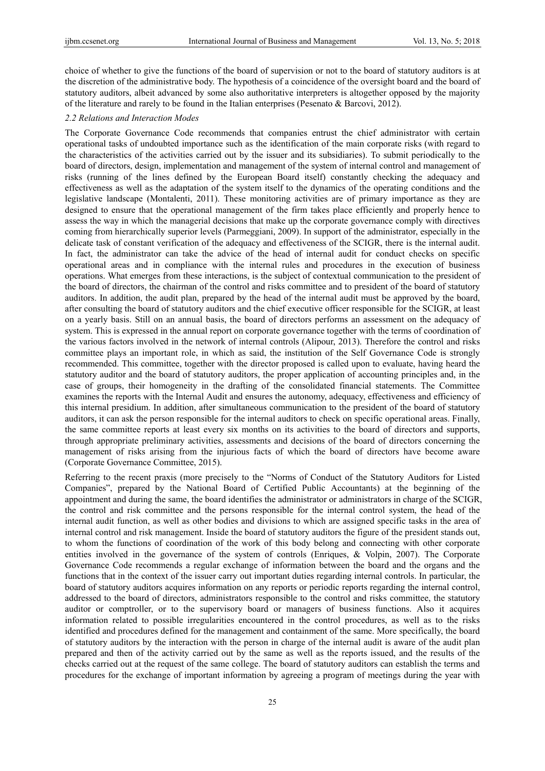choice of whether to give the functions of the board of supervision or not to the board of statutory auditors is at the discretion of the administrative body. The hypothesis of a coincidence of the oversight board and the board of statutory auditors, albeit advanced by some also authoritative interpreters is altogether opposed by the majority of the literature and rarely to be found in the Italian enterprises (Pesenato & Barcovi, 2012).

### *2.2 Relations and Interaction Modes*

The Corporate Governance Code recommends that companies entrust the chief administrator with certain operational tasks of undoubted importance such as the identification of the main corporate risks (with regard to the characteristics of the activities carried out by the issuer and its subsidiaries). To submit periodically to the board of directors, design, implementation and management of the system of internal control and management of risks (running of the lines defined by the European Board itself) constantly checking the adequacy and effectiveness as well as the adaptation of the system itself to the dynamics of the operating conditions and the legislative landscape (Montalenti, 2011). These monitoring activities are of primary importance as they are designed to ensure that the operational management of the firm takes place efficiently and properly hence to assess the way in which the managerial decisions that make up the corporate governance comply with directives coming from hierarchically superior levels (Parmeggiani, 2009). In support of the administrator, especially in the delicate task of constant verification of the adequacy and effectiveness of the SCIGR, there is the internal audit. In fact, the administrator can take the advice of the head of internal audit for conduct checks on specific operational areas and in compliance with the internal rules and procedures in the execution of business operations. What emerges from these interactions, is the subject of contextual communication to the president of the board of directors, the chairman of the control and risks committee and to president of the board of statutory auditors. In addition, the audit plan, prepared by the head of the internal audit must be approved by the board, after consulting the board of statutory auditors and the chief executive officer responsible for the SCIGR, at least on a yearly basis. Still on an annual basis, the board of directors performs an assessment on the adequacy of system. This is expressed in the annual report on corporate governance together with the terms of coordination of the various factors involved in the network of internal controls (Alipour, 2013). Therefore the control and risks committee plays an important role, in which as said, the institution of the Self Governance Code is strongly recommended. This committee, together with the director proposed is called upon to evaluate, having heard the statutory auditor and the board of statutory auditors, the proper application of accounting principles and, in the case of groups, their homogeneity in the drafting of the consolidated financial statements. The Committee examines the reports with the Internal Audit and ensures the autonomy, adequacy, effectiveness and efficiency of this internal presidium. In addition, after simultaneous communication to the president of the board of statutory auditors, it can ask the person responsible for the internal auditors to check on specific operational areas. Finally, the same committee reports at least every six months on its activities to the board of directors and supports, through appropriate preliminary activities, assessments and decisions of the board of directors concerning the management of risks arising from the injurious facts of which the board of directors have become aware (Corporate Governance Committee, 2015).

Referring to the recent praxis (more precisely to the "Norms of Conduct of the Statutory Auditors for Listed Companies", prepared by the National Board of Certified Public Accountants) at the beginning of the appointment and during the same, the board identifies the administrator or administrators in charge of the SCIGR, the control and risk committee and the persons responsible for the internal control system, the head of the internal audit function, as well as other bodies and divisions to which are assigned specific tasks in the area of internal control and risk management. Inside the board of statutory auditors the figure of the president stands out, to whom the functions of coordination of the work of this body belong and connecting with other corporate entities involved in the governance of the system of controls (Enriques, & Volpin, 2007). The Corporate Governance Code recommends a regular exchange of information between the board and the organs and the functions that in the context of the issuer carry out important duties regarding internal controls. In particular, the board of statutory auditors acquires information on any reports or periodic reports regarding the internal control, addressed to the board of directors, administrators responsible to the control and risks committee, the statutory auditor or comptroller, or to the supervisory board or managers of business functions. Also it acquires information related to possible irregularities encountered in the control procedures, as well as to the risks identified and procedures defined for the management and containment of the same. More specifically, the board of statutory auditors by the interaction with the person in charge of the internal audit is aware of the audit plan prepared and then of the activity carried out by the same as well as the reports issued, and the results of the checks carried out at the request of the same college. The board of statutory auditors can establish the terms and procedures for the exchange of important information by agreeing a program of meetings during the year with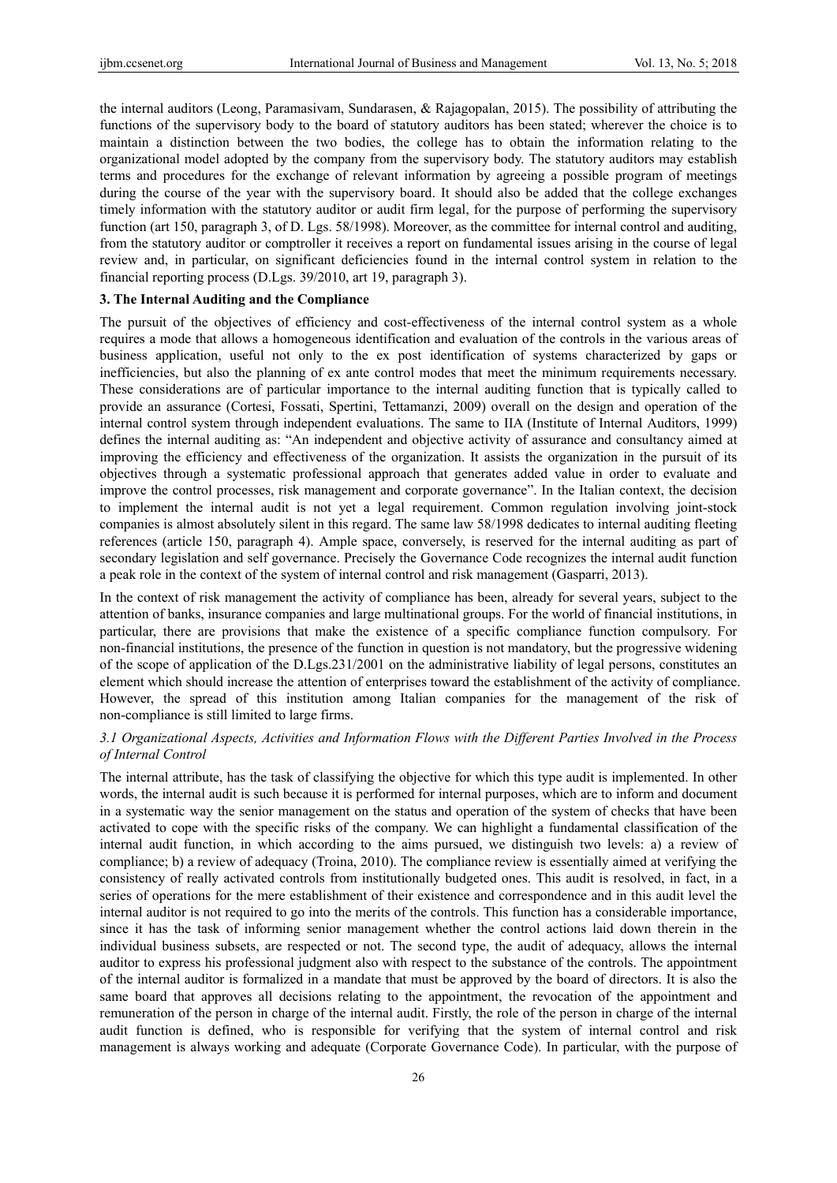the internal auditors (Leong, Paramasivam, Sundarasen, & Rajagopalan, 2015). The possibility of attributing the functions of the supervisory body to the board of statutory auditors has been stated; wherever the choice is to maintain a distinction between the two bodies, the college has to obtain the information relating to the organizational model adopted by the company from the supervisory body. The statutory auditors may establish terms and procedures for the exchange of relevant information by agreeing a possible program of meetings during the course of the year with the supervisory board. It should also be added that the college exchanges timely information with the statutory auditor or audit firm legal, for the purpose of performing the supervisory function (art 150, paragraph 3, of D. Lgs. 58/1998). Moreover, as the committee for internal control and auditing, from the statutory auditor or comptroller it receives a report on fundamental issues arising in the course of legal review and, in particular, on significant deficiencies found in the internal control system in relation to the financial reporting process (D.Lgs. 39/2010, art 19, paragraph 3).

## 3. The Internal Auditing and the Compliance

The pursuit of the objectives of efficiency and cost-effectiveness of the internal control system as a whole requires a mode that allows a homogeneous identification and evaluation of the controls in the various areas of business application, useful not only to the ex post identification of systems characterized by gaps or inefficiencies, but also the planning of ex ante control modes that meet the minimum requirements necessary. These considerations are of particular importance to the internal auditing function that is typically called to provide an assurance (Cortesi, Fossati, Spertini, Tettamanzi, 2009) overall on the design and operation of the internal control system through independent evaluations. The same to IIA (Institute of Internal Auditors, 1999) defines the internal auditing as: "An independent and objective activity of assurance and consultancy aimed at improving the efficiency and effectiveness of the organization. It assists the organization in the pursuit of its objectives through a systematic professional approach that generates added value in order to evaluate and improve the control processes, risk management and corporate governance". In the Italian context, the decision to implement the internal audit is not yet a legal requirement. Common regulation involving joint-stock companies is almost absolutely silent in this regard. The same law 58/1998 dedicates to internal auditing fleeting references (article 150, paragraph 4). Ample space, conversely, is reserved for the internal auditing as part of secondary legislation and self governance. Precisely the Governance Code recognizes the internal audit function a peak role in the context of the system of internal control and risk management (Gasparri, 2013).

In the context of risk management the activity of compliance has been, already for several years, subject to the attention of banks, insurance companies and large multinational groups. For the world of financial institutions, in particular, there are provisions that make the existence of a specific compliance function compulsory. For non-financial institutions, the presence of the function in question is not mandatory, but the progressive widening of the scope of application of the D.Lgs.231/2001 on the administrative liability of legal persons, constitutes an element which should increase the attention of enterprises toward the establishment of the activity of compliance. However, the spread of this institution among Italian companies for the management of the risk of non-compliance is still limited to large firms.

### *3.1 Organizational Aspects, Activities and Information Flows with the Different Parties Involved in the Process of Internal Control*

The internal attribute, has the task of classifying the objective for which this type audit is implemented. In other words, the internal audit is such because it is performed for internal purposes, which are to inform and document in a systematic way the senior management on the status and operation of the system of checks that have been activated to cope with the specific risks of the company. We can highlight a fundamental classification of the internal audit function, in which according to the aims pursued, we distinguish two levels: a) a review of compliance; b) a review of adequacy (Troina, 2010). The compliance review is essentially aimed at verifying the consistency of really activated controls from institutionally budgeted ones. This audit is resolved, in fact, in a series of operations for the mere establishment of their existence and correspondence and in this audit level the internal auditor is not required to go into the merits of the controls. This function has a considerable importance, since it has the task of informing senior management whether the control actions laid down therein in the individual business subsets, are respected or not. The second type, the audit of adequacy, allows the internal auditor to express his professional judgment also with respect to the substance of the controls. The appointment of the internal auditor is formalized in a mandate that must be approved by the board of directors. It is also the same board that approves all decisions relating to the appointment, the revocation of the appointment and remuneration of the person in charge of the internal audit. Firstly, the role of the person in charge of the internal audit function is defined, who is responsible for verifying that the system of internal control and risk management is always working and adequate (Corporate Governance Code). In particular, with the purpose of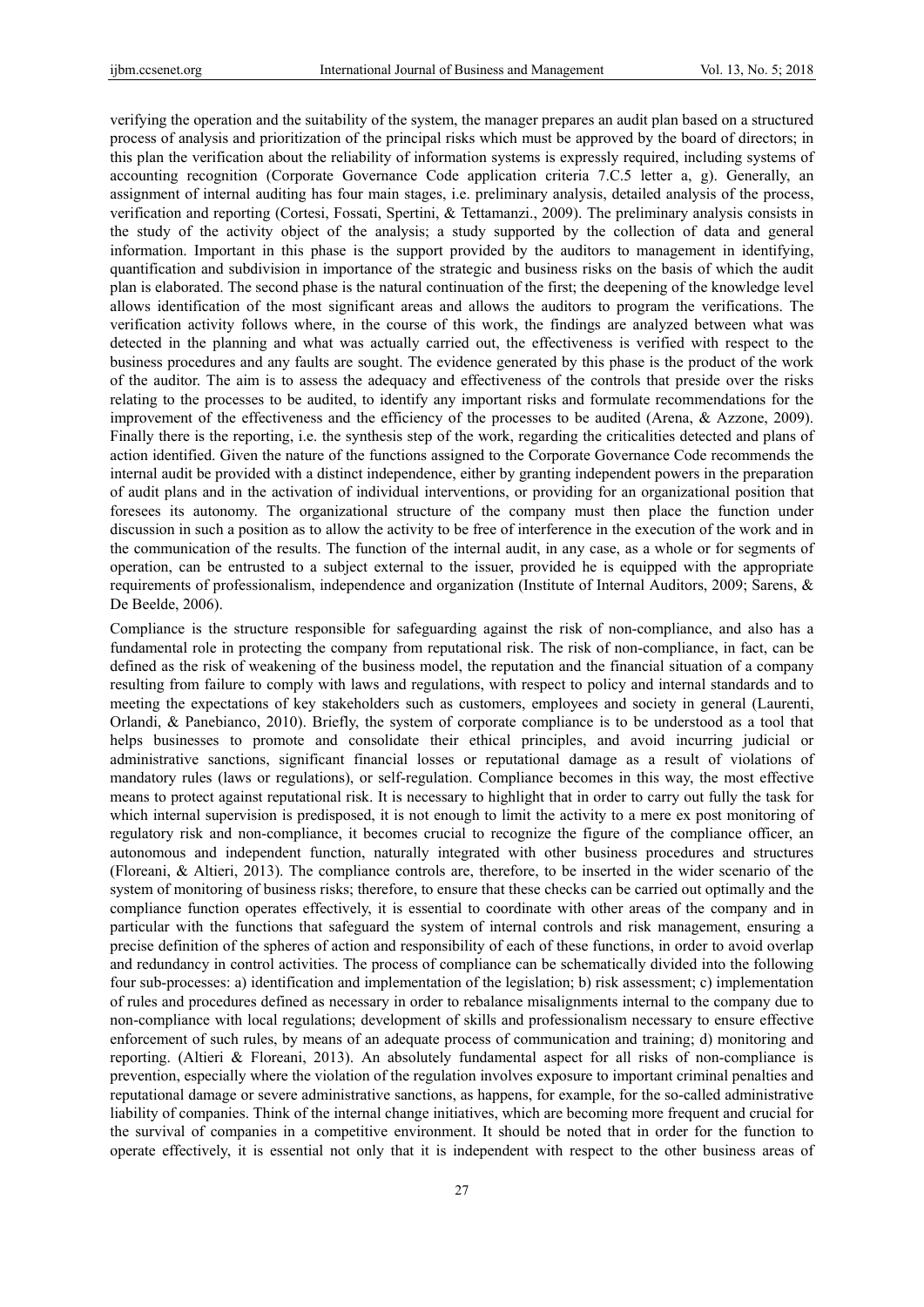verifying the operation and the suitability of the system, the manager prepares an audit plan based on a structured process of analysis and prioritization of the principal risks which must be approved by the board of directors; in this plan the verification about the reliability of information systems is expressly required, including systems of accounting recognition (Corporate Governance Code application criteria 7.C.5 letter a, g). Generally, an assignment of internal auditing has four main stages, i.e. preliminary analysis, detailed analysis of the process, verification and reporting (Cortesi, Fossati, Spertini, & Tettamanzi., 2009). The preliminary analysis consists in the study of the activity object of the analysis; a study supported by the collection of data and general information. Important in this phase is the support provided by the auditors to management in identifying, quantification and subdivision in importance of the strategic and business risks on the basis of which the audit plan is elaborated. The second phase is the natural continuation of the first; the deepening of the knowledge level allows identification of the most significant areas and allows the auditors to program the verifications. The verification activity follows where, in the course of this work, the findings are analyzed between what was detected in the planning and what was actually carried out, the effectiveness is verified with respect to the business procedures and any faults are sought. The evidence generated by this phase is the product of the work of the auditor. The aim is to assess the adequacy and effectiveness of the controls that preside over the risks relating to the processes to be audited, to identify any important risks and formulate recommendations for the improvement of the effectiveness and the efficiency of the processes to be audited (Arena, & Azzone, 2009). Finally there is the reporting, i.e. the synthesis step of the work, regarding the criticalities detected and plans of action identified. Given the nature of the functions assigned to the Corporate Governance Code recommends the internal audit be provided with a distinct independence, either by granting independent powers in the preparation of audit plans and in the activation of individual interventions, or providing for an organizational position that foresees its autonomy. The organizational structure of the company must then place the function under discussion in such a position as to allow the activity to be free of interference in the execution of the work and in the communication of the results. The function of the internal audit, in any case, as a whole or for segments of operation, can be entrusted to a subject external to the issuer, provided he is equipped with the appropriate requirements of professionalism, independence and organization (Institute of Internal Auditors, 2009; Sarens, & De Beelde, 2006).

Compliance is the structure responsible for safeguarding against the risk of non-compliance, and also has a fundamental role in protecting the company from reputational risk. The risk of non-compliance, in fact, can be defined as the risk of weakening of the business model, the reputation and the financial situation of a company resulting from failure to comply with laws and regulations, with respect to policy and internal standards and to meeting the expectations of key stakeholders such as customers, employees and society in general (Laurenti, Orlandi, & Panebianco, 2010). Briefly, the system of corporate compliance is to be understood as a tool that helps businesses to promote and consolidate their ethical principles, and avoid incurring judicial or administrative sanctions, significant financial losses or reputational damage as a result of violations of mandatory rules (laws or regulations), or self-regulation. Compliance becomes in this way, the most effective means to protect against reputational risk. It is necessary to highlight that in order to carry out fully the task for which internal supervision is predisposed, it is not enough to limit the activity to a mere ex post monitoring of regulatory risk and non-compliance, it becomes crucial to recognize the figure of the compliance officer, an autonomous and independent function, naturally integrated with other business procedures and structures (Floreani, & Altieri, 2013). The compliance controls are, therefore, to be inserted in the wider scenario of the system of monitoring of business risks; therefore, to ensure that these checks can be carried out optimally and the compliance function operates effectively, it is essential to coordinate with other areas of the company and in particular with the functions that safeguard the system of internal controls and risk management, ensuring a precise definition of the spheres of action and responsibility of each of these functions, in order to avoid overlap and redundancy in control activities. The process of compliance can be schematically divided into the following four sub-processes: a) identification and implementation of the legislation; b) risk assessment; c) implementation of rules and procedures defined as necessary in order to rebalance misalignments internal to the company due to non-compliance with local regulations; development of skills and professionalism necessary to ensure effective enforcement of such rules, by means of an adequate process of communication and training; d) monitoring and reporting. (Altieri & Floreani, 2013). An absolutely fundamental aspect for all risks of non-compliance is prevention, especially where the violation of the regulation involves exposure to important criminal penalties and reputational damage or severe administrative sanctions, as happens, for example, for the so-called administrative liability of companies. Think of the internal change initiatives, which are becoming more frequent and crucial for the survival of companies in a competitive environment. It should be noted that in order for the function to operate effectively, it is essential not only that it is independent with respect to the other business areas of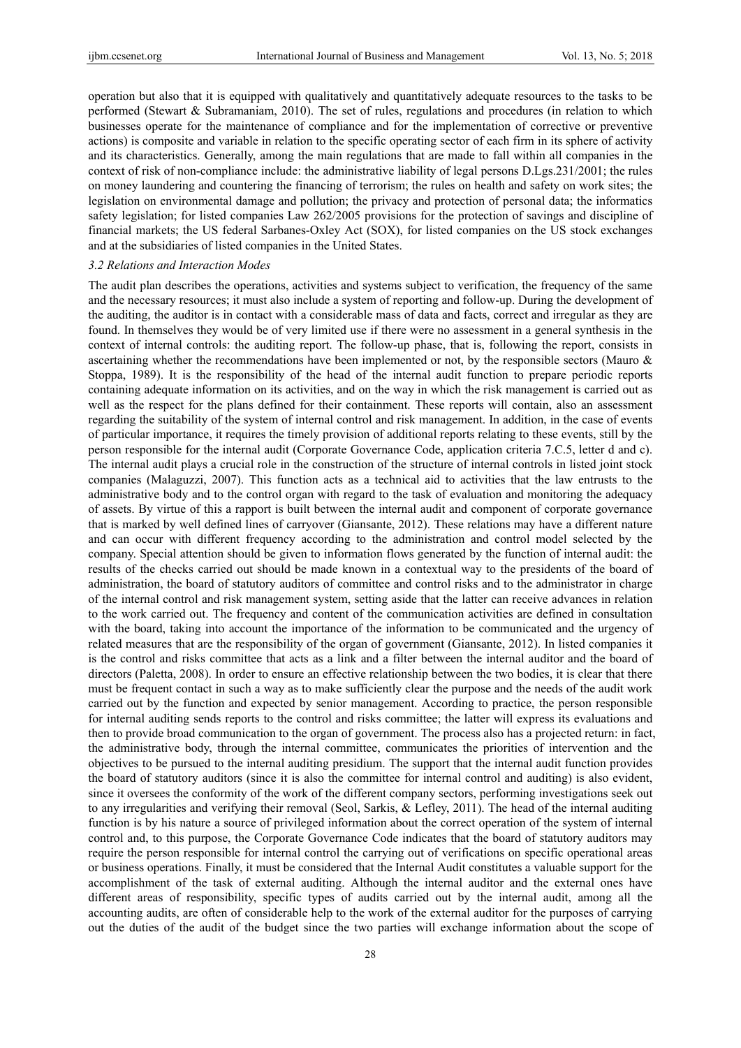operation but also that it is equipped with qualitatively and quantitatively adequate resources to the tasks to be performed (Stewart & Subramaniam, 2010). The set of rules, regulations and procedures (in relation to which businesses operate for the maintenance of compliance and for the implementation of corrective or preventive actions) is composite and variable in relation to the specific operating sector of each firm in its sphere of activity and its characteristics. Generally, among the main regulations that are made to fall within all companies in the context of risk of non-compliance include: the administrative liability of legal persons D.Lgs.231/2001; the rules on money laundering and countering the financing of terrorism; the rules on health and safety on work sites; the legislation on environmental damage and pollution; the privacy and protection of personal data; the informatics safety legislation; for listed companies Law 262/2005 provisions for the protection of savings and discipline of financial markets; the US federal Sarbanes-Oxley Act (SOX), for listed companies on the US stock exchanges and at the subsidiaries of listed companies in the United States.

### *3.2 Relations and Interaction Modes*

The audit plan describes the operations, activities and systems subject to verification, the frequency of the same and the necessary resources; it must also include a system of reporting and follow-up. During the development of the auditing, the auditor is in contact with a considerable mass of data and facts, correct and irregular as they are found. In themselves they would be of very limited use if there were no assessment in a general synthesis in the context of internal controls: the auditing report. The follow-up phase, that is, following the report, consists in ascertaining whether the recommendations have been implemented or not, by the responsible sectors (Mauro & Stoppa, 1989). It is the responsibility of the head of the internal audit function to prepare periodic reports containing adequate information on its activities, and on the way in which the risk management is carried out as well as the respect for the plans defined for their containment. These reports will contain, also an assessment regarding the suitability of the system of internal control and risk management. In addition, in the case of events of particular importance, it requires the timely provision of additional reports relating to these events, still by the person responsible for the internal audit (Corporate Governance Code, application criteria 7.C.5, letter d and c). The internal audit plays a crucial role in the construction of the structure of internal controls in listed joint stock companies (Malaguzzi, 2007). This function acts as a technical aid to activities that the law entrusts to the administrative body and to the control organ with regard to the task of evaluation and monitoring the adequacy of assets. By virtue of this a rapport is built between the internal audit and component of corporate governance that is marked by well defined lines of carryover (Giansante, 2012). These relations may have a different nature and can occur with different frequency according to the administration and control model selected by the company. Special attention should be given to information flows generated by the function of internal audit: the results of the checks carried out should be made known in a contextual way to the presidents of the board of administration, the board of statutory auditors of committee and control risks and to the administrator in charge of the internal control and risk management system, setting aside that the latter can receive advances in relation to the work carried out. The frequency and content of the communication activities are defined in consultation with the board, taking into account the importance of the information to be communicated and the urgency of related measures that are the responsibility of the organ of government (Giansante, 2012). In listed companies it is the control and risks committee that acts as a link and a filter between the internal auditor and the board of directors (Paletta, 2008). In order to ensure an effective relationship between the two bodies, it is clear that there must be frequent contact in such a way as to make sufficiently clear the purpose and the needs of the audit work carried out by the function and expected by senior management. According to practice, the person responsible for internal auditing sends reports to the control and risks committee; the latter will express its evaluations and then to provide broad communication to the organ of government. The process also has a projected return: in fact, the administrative body, through the internal committee, communicates the priorities of intervention and the objectives to be pursued to the internal auditing presidium. The support that the internal audit function provides the board of statutory auditors (since it is also the committee for internal control and auditing) is also evident, since it oversees the conformity of the work of the different company sectors, performing investigations seek out to any irregularities and verifying their removal (Seol, Sarkis, & Lefley, 2011). The head of the internal auditing function is by his nature a source of privileged information about the correct operation of the system of internal control and, to this purpose, the Corporate Governance Code indicates that the board of statutory auditors may require the person responsible for internal control the carrying out of verifications on specific operational areas or business operations. Finally, it must be considered that the Internal Audit constitutes a valuable support for the accomplishment of the task of external auditing. Although the internal auditor and the external ones have different areas of responsibility, specific types of audits carried out by the internal audit, among all the accounting audits, are often of considerable help to the work of the external auditor for the purposes of carrying out the duties of the audit of the budget since the two parties will exchange information about the scope of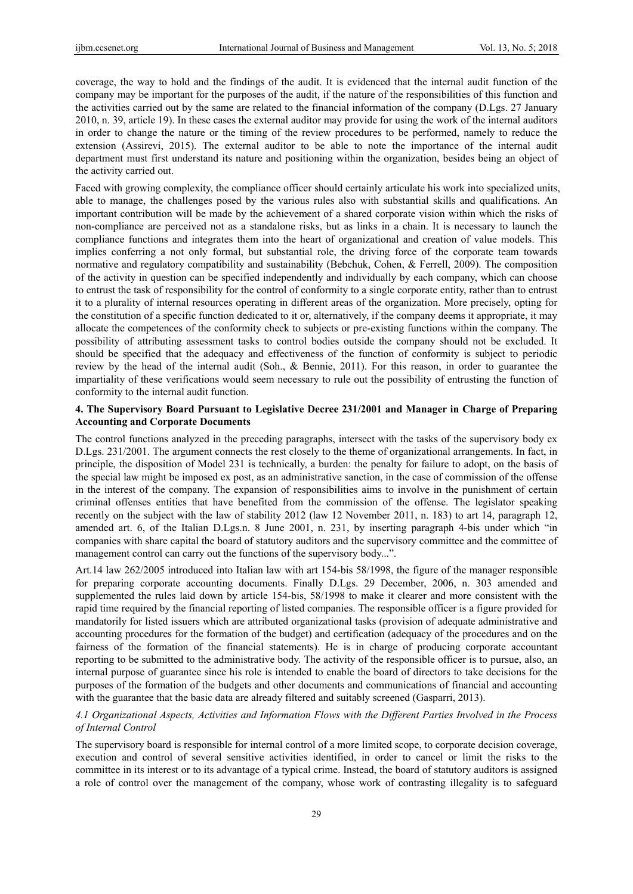coverage, the way to hold and the findings of the audit. It is evidenced that the internal audit function of the company may be important for the purposes of the audit, if the nature of the responsibilities of this function and the activities carried out by the same are related to the financial information of the company (D.Lgs. 27 January 2010, n. 39, article 19). In these cases the external auditor may provide for using the work of the internal auditors in order to change the nature or the timing of the review procedures to be performed, namely to reduce the extension (Assirevi, 2015). The external auditor to be able to note the importance of the internal audit department must first understand its nature and positioning within the organization, besides being an object of the activity carried out.

Faced with growing complexity, the compliance officer should certainly articulate his work into specialized units, able to manage, the challenges posed by the various rules also with substantial skills and qualifications. An important contribution will be made by the achievement of a shared corporate vision within which the risks of non-compliance are perceived not as a standalone risks, but as links in a chain. It is necessary to launch the compliance functions and integrates them into the heart of organizational and creation of value models. This implies conferring a not only formal, but substantial role, the driving force of the corporate team towards normative and regulatory compatibility and sustainability (Bebchuk, Cohen, & Ferrell, 2009). The composition of the activity in question can be specified independently and individually by each company, which can choose to entrust the task of responsibility for the control of conformity to a single corporate entity, rather than to entrust it to a plurality of internal resources operating in different areas of the organization. More precisely, opting for the constitution of a specific function dedicated to it or, alternatively, if the company deems it appropriate, it may allocate the competences of the conformity check to subjects or pre-existing functions within the company. The possibility of attributing assessment tasks to control bodies outside the company should not be excluded. It should be specified that the adequacy and effectiveness of the function of conformity is subject to periodic review by the head of the internal audit (Soh., & Bennie, 2011). For this reason, in order to guarantee the impartiality of these verifications would seem necessary to rule out the possibility of entrusting the function of conformity to the internal audit function.

## 4. The Supervisory Board Pursuant to Legislative Decree 231/2001 and Manager in Charge of Preparing Accounting and Corporate Documents

The control functions analyzed in the preceding paragraphs, intersect with the tasks of the supervisory body ex D.Lgs. 231/2001. The argument connects the rest closely to the theme of organizational arrangements. In fact, in principle, the disposition of Model 231 is technically, a burden: the penalty for failure to adopt, on the basis of the special law might be imposed ex post, as an administrative sanction, in the case of commission of the offense in the interest of the company. The expansion of responsibilities aims to involve in the punishment of certain criminal offenses entities that have benefited from the commission of the offense. The legislator speaking recently on the subject with the law of stability 2012 (law 12 November 2011, n. 183) to art 14, paragraph 12, amended art. 6, of the Italian D.Lgs.n. 8 June 2001, n. 231, by inserting paragraph 4-bis under which "in companies with share capital the board of statutory auditors and the supervisory committee and the committee of management control can carry out the functions of the supervisory body...".

Art.14 law 262/2005 introduced into Italian law with art 154-bis 58/1998, the figure of the manager responsible for preparing corporate accounting documents. Finally D.Lgs. 29 December, 2006, n. 303 amended and supplemented the rules laid down by article 154-bis, 58/1998 to make it clearer and more consistent with the rapid time required by the financial reporting of listed companies. The responsible officer is a figure provided for mandatorily for listed issuers which are attributed organizational tasks (provision of adequate administrative and accounting procedures for the formation of the budget) and certification (adequacy of the procedures and on the fairness of the formation of the financial statements). He is in charge of producing corporate accountant reporting to be submitted to the administrative body. The activity of the responsible officer is to pursue, also, an internal purpose of guarantee since his role is intended to enable the board of directors to take decisions for the purposes of the formation of the budgets and other documents and communications of financial and accounting with the guarantee that the basic data are already filtered and suitably screened (Gasparri, 2013).

### *4.1 Organizational Aspects, Activities and Information Flows with the Different Parties Involved in the Process of Internal Control*

The supervisory board is responsible for internal control of a more limited scope, to corporate decision coverage, execution and control of several sensitive activities identified, in order to cancel or limit the risks to the committee in its interest or to its advantage of a typical crime. Instead, the board of statutory auditors is assigned a role of control over the management of the company, whose work of contrasting illegality is to safeguard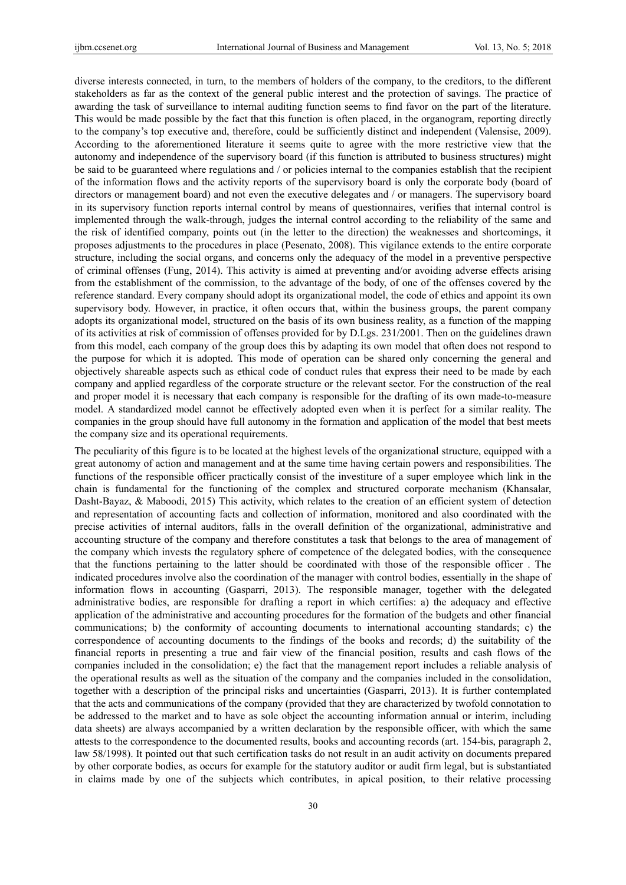diverse interests connected, in turn, to the members of holders of the company, to the creditors, to the different stakeholders as far as the context of the general public interest and the protection of savings. The practice of awarding the task of surveillance to internal auditing function seems to find favor on the part of the literature. This would be made possible by the fact that this function is often placed, in the organogram, reporting directly to the company's top executive and, therefore, could be sufficiently distinct and independent (Valensise, 2009). According to the aforementioned literature it seems quite to agree with the more restrictive view that the autonomy and independence of the supervisory board (if this function is attributed to business structures) might be said to be guaranteed where regulations and / or policies internal to the companies establish that the recipient of the information flows and the activity reports of the supervisory board is only the corporate body (board of directors or management board) and not even the executive delegates and / or managers. The supervisory board in its supervisory function reports internal control by means of questionnaires, verifies that internal control is implemented through the walk-through, judges the internal control according to the reliability of the same and the risk of identified company, points out (in the letter to the direction) the weaknesses and shortcomings, it proposes adjustments to the procedures in place (Pesenato, 2008). This vigilance extends to the entire corporate structure, including the social organs, and concerns only the adequacy of the model in a preventive perspective of criminal offenses (Fung, 2014). This activity is aimed at preventing and/or avoiding adverse effects arising from the establishment of the commission, to the advantage of the body, of one of the offenses covered by the reference standard. Every company should adopt its organizational model, the code of ethics and appoint its own supervisory body. However, in practice, it often occurs that, within the business groups, the parent company adopts its organizational model, structured on the basis of its own business reality, as a function of the mapping of its activities at risk of commission of offenses provided for by D.Lgs. 231/2001. Then on the guidelines drawn from this model, each company of the group does this by adapting its own model that often does not respond to the purpose for which it is adopted. This mode of operation can be shared only concerning the general and objectively shareable aspects such as ethical code of conduct rules that express their need to be made by each company and applied regardless of the corporate structure or the relevant sector. For the construction of the real and proper model it is necessary that each company is responsible for the drafting of its own made-to-measure model. A standardized model cannot be effectively adopted even when it is perfect for a similar reality. The companies in the group should have full autonomy in the formation and application of the model that best meets the company size and its operational requirements.

The peculiarity of this figure is to be located at the highest levels of the organizational structure, equipped with a great autonomy of action and management and at the same time having certain powers and responsibilities. The functions of the responsible officer practically consist of the investiture of a super employee which link in the chain is fundamental for the functioning of the complex and structured corporate mechanism (Khansalar, Dasht-Bayaz, & Maboodi, 2015) This activity, which relates to the creation of an efficient system of detection and representation of accounting facts and collection of information, monitored and also coordinated with the precise activities of internal auditors, falls in the overall definition of the organizational, administrative and accounting structure of the company and therefore constitutes a task that belongs to the area of management of the company which invests the regulatory sphere of competence of the delegated bodies, with the consequence that the functions pertaining to the latter should be coordinated with those of the responsible officer . The indicated procedures involve also the coordination of the manager with control bodies, essentially in the shape of information flows in accounting (Gasparri, 2013). The responsible manager, together with the delegated administrative bodies, are responsible for drafting a report in which certifies: a) the adequacy and effective application of the administrative and accounting procedures for the formation of the budgets and other financial communications; b) the conformity of accounting documents to international accounting standards; c) the correspondence of accounting documents to the findings of the books and records; d) the suitability of the financial reports in presenting a true and fair view of the financial position, results and cash flows of the companies included in the consolidation; e) the fact that the management report includes a reliable analysis of the operational results as well as the situation of the company and the companies included in the consolidation, together with a description of the principal risks and uncertainties (Gasparri, 2013). It is further contemplated that the acts and communications of the company (provided that they are characterized by twofold connotation to be addressed to the market and to have as sole object the accounting information annual or interim, including data sheets) are always accompanied by a written declaration by the responsible officer, with which the same attests to the correspondence to the documented results, books and accounting records (art. 154-bis, paragraph 2, law 58/1998). It pointed out that such certification tasks do not result in an audit activity on documents prepared by other corporate bodies, as occurs for example for the statutory auditor or audit firm legal, but is substantiated in claims made by one of the subjects which contributes, in apical position, to their relative processing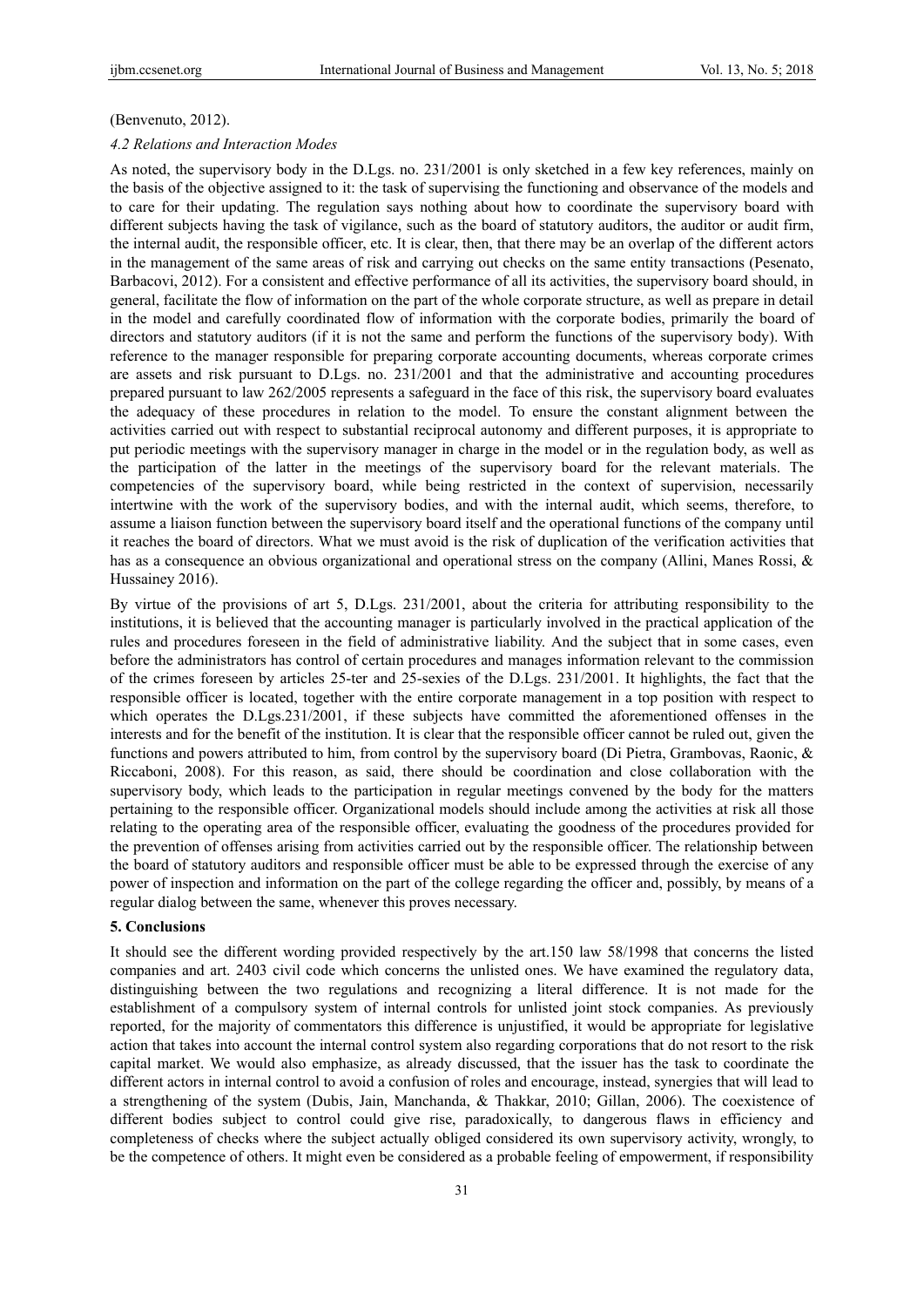(Benvenuto, 2012).

### *4.2 Relations and Interaction Modes*

As noted, the supervisory body in the D.Lgs. no. 231/2001 is only sketched in a few key references, mainly on the basis of the objective assigned to it: the task of supervising the functioning and observance of the models and to care for their updating. The regulation says nothing about how to coordinate the supervisory board with different subjects having the task of vigilance, such as the board of statutory auditors, the auditor or audit firm, the internal audit, the responsible officer, etc. It is clear, then, that there may be an overlap of the different actors in the management of the same areas of risk and carrying out checks on the same entity transactions (Pesenato, Barbacovi, 2012). For a consistent and effective performance of all its activities, the supervisory board should, in general, facilitate the flow of information on the part of the whole corporate structure, as well as prepare in detail in the model and carefully coordinated flow of information with the corporate bodies, primarily the board of directors and statutory auditors (if it is not the same and perform the functions of the supervisory body). With reference to the manager responsible for preparing corporate accounting documents, whereas corporate crimes are assets and risk pursuant to D.Lgs. no. 231/2001 and that the administrative and accounting procedures prepared pursuant to law 262/2005 represents a safeguard in the face of this risk, the supervisory board evaluates the adequacy of these procedures in relation to the model. To ensure the constant alignment between the activities carried out with respect to substantial reciprocal autonomy and different purposes, it is appropriate to put periodic meetings with the supervisory manager in charge in the model or in the regulation body, as well as the participation of the latter in the meetings of the supervisory board for the relevant materials. The competencies of the supervisory board, while being restricted in the context of supervision, necessarily intertwine with the work of the supervisory bodies, and with the internal audit, which seems, therefore, to assume a liaison function between the supervisory board itself and the operational functions of the company until it reaches the board of directors. What we must avoid is the risk of duplication of the verification activities that has as a consequence an obvious organizational and operational stress on the company (Allini, Manes Rossi, & Hussainey 2016).

By virtue of the provisions of art 5, D.Lgs. 231/2001, about the criteria for attributing responsibility to the institutions, it is believed that the accounting manager is particularly involved in the practical application of the rules and procedures foreseen in the field of administrative liability. And the subject that in some cases, even before the administrators has control of certain procedures and manages information relevant to the commission of the crimes foreseen by articles 25-ter and 25-sexies of the D.Lgs. 231/2001. It highlights, the fact that the responsible officer is located, together with the entire corporate management in a top position with respect to which operates the D.Lgs.231/2001, if these subjects have committed the aforementioned offenses in the interests and for the benefit of the institution. It is clear that the responsible officer cannot be ruled out, given the functions and powers attributed to him, from control by the supervisory board (Di Pietra, Grambovas, Raonic, & Riccaboni, 2008). For this reason, as said, there should be coordination and close collaboration with the supervisory body, which leads to the participation in regular meetings convened by the body for the matters pertaining to the responsible officer. Organizational models should include among the activities at risk all those relating to the operating area of the responsible officer, evaluating the goodness of the procedures provided for the prevention of offenses arising from activities carried out by the responsible officer. The relationship between the board of statutory auditors and responsible officer must be able to be expressed through the exercise of any power of inspection and information on the part of the college regarding the officer and, possibly, by means of a regular dialog between the same, whenever this proves necessary.

## **5. Conclusions**

It should see the different wording provided respectively by the art.150 law 58/1998 that concerns the listed companies and art. 2403 civil code which concerns the unlisted ones. We have examined the regulatory data, distinguishing between the two regulations and recognizing a literal difference. It is not made for the establishment of a compulsory system of internal controls for unlisted joint stock companies. As previously reported, for the majority of commentators this difference is unjustified, it would be appropriate for legislative action that takes into account the internal control system also regarding corporations that do not resort to the risk capital market. We would also emphasize, as already discussed, that the issuer has the task to coordinate the different actors in internal control to avoid a confusion of roles and encourage, instead, synergies that will lead to a strengthening of the system (Dubis, Jain, Manchanda, & Thakkar, 2010; Gillan, 2006). The coexistence of different bodies subject to control could give rise, paradoxically, to dangerous flaws in efficiency and completeness of checks where the subject actually obliged considered its own supervisory activity, wrongly, to be the competence of others. It might even be considered as a probable feeling of empowerment, if responsibility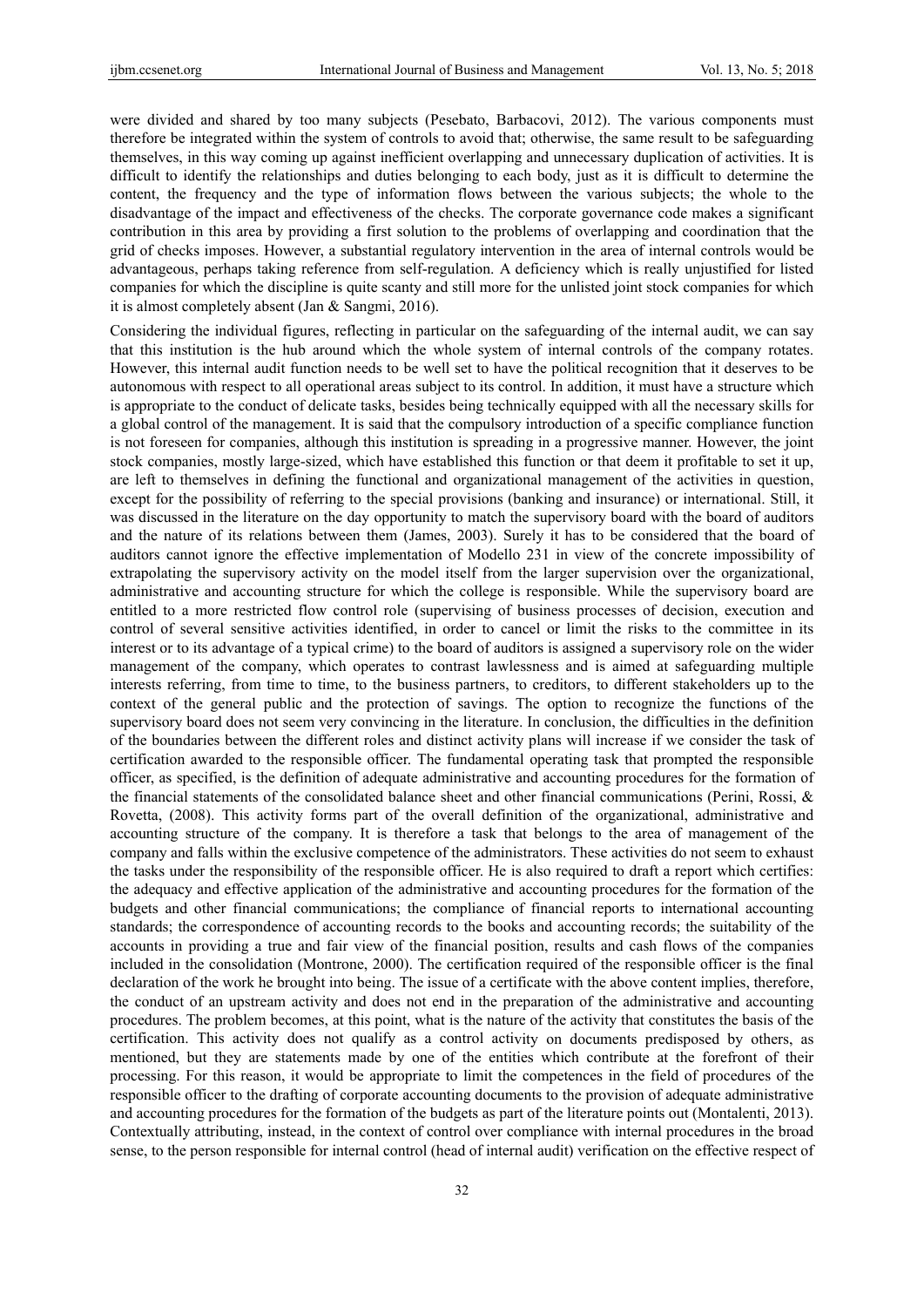were divided and shared by too many subjects (Pesebato, Barbacovi, 2012). The various components must therefore be integrated within the system of controls to avoid that; otherwise, the same result to be safeguarding themselves, in this way coming up against inefficient overlapping and unnecessary duplication of activities. It is difficult to identify the relationships and duties belonging to each body, just as it is difficult to determine the content, the frequency and the type of information flows between the various subjects; the whole to the disadvantage of the impact and effectiveness of the checks. The corporate governance code makes a significant contribution in this area by providing a first solution to the problems of overlapping and coordination that the grid of checks imposes. However, a substantial regulatory intervention in the area of internal controls would be advantageous, perhaps taking reference from self-regulation. A deficiency which is really unjustified for listed companies for which the discipline is quite scanty and still more for the unlisted joint stock companies for which it is almost completely absent (Jan & Sangmi, 2016).

Considering the individual figures, reflecting in particular on the safeguarding of the internal audit, we can say that this institution is the hub around which the whole system of internal controls of the company rotates. However, this internal audit function needs to be well set to have the political recognition that it deserves to be autonomous with respect to all operational areas subject to its control. In addition, it must have a structure which is appropriate to the conduct of delicate tasks, besides being technically equipped with all the necessary skills for a global control of the management. It is said that the compulsory introduction of a specific compliance function is not foreseen for companies, although this institution is spreading in a progressive manner. However, the joint stock companies, mostly large-sized, which have established this function or that deem it profitable to set it up, are left to themselves in defining the functional and organizational management of the activities in question, except for the possibility of referring to the special provisions (banking and insurance) or international. Still, it was discussed in the literature on the day opportunity to match the supervisory board with the board of auditors and the nature of its relations between them (James, 2003). Surely it has to be considered that the board of auditors cannot ignore the effective implementation of Modello 231 in view of the concrete impossibility of extrapolating the supervisory activity on the model itself from the larger supervision over the organizational, administrative and accounting structure for which the college is responsible. While the supervisory board are entitled to a more restricted flow control role (supervising of business processes of decision, execution and control of several sensitive activities identified, in order to cancel or limit the risks to the committee in its interest or to its advantage of a typical crime) to the board of auditors is assigned a supervisory role on the wider management of the company, which operates to contrast lawlessness and is aimed at safeguarding multiple interests referring, from time to time, to the business partners, to creditors, to different stakeholders up to the context of the general public and the protection of savings. The option to recognize the functions of the supervisory board does not seem very convincing in the literature. In conclusion, the difficulties in the definition of the boundaries between the different roles and distinct activity plans will increase if we consider the task of certification awarded to the responsible officer. The fundamental operating task that prompted the responsible officer, as specified, is the definition of adequate administrative and accounting procedures for the formation of the financial statements of the consolidated balance sheet and other financial communications (Perini, Rossi, & Rovetta, (2008). This activity forms part of the overall definition of the organizational, administrative and accounting structure of the company. It is therefore a task that belongs to the area of management of the company and falls within the exclusive competence of the administrators. These activities do not seem to exhaust the tasks under the responsibility of the responsible officer. He is also required to draft a report which certifies: the adequacy and effective application of the administrative and accounting procedures for the formation of the budgets and other financial communications; the compliance of financial reports to international accounting standards; the correspondence of accounting records to the books and accounting records; the suitability of the accounts in providing a true and fair view of the financial position, results and cash flows of the companies included in the consolidation (Montrone, 2000). The certification required of the responsible officer is the final declaration of the work he brought into being. The issue of a certificate with the above content implies, therefore, the conduct of an upstream activity and does not end in the preparation of the administrative and accounting procedures. The problem becomes, at this point, what is the nature of the activity that constitutes the basis of the certification. This activity does not qualify as a control activity on documents predisposed by others, as mentioned, but they are statements made by one of the entities which contribute at the forefront of their processing. For this reason, it would be appropriate to limit the competences in the field of procedures of the responsible officer to the drafting of corporate accounting documents to the provision of adequate administrative and accounting procedures for the formation of the budgets as part of the literature points out (Montalenti, 2013). Contextually attributing, instead, in the context of control over compliance with internal procedures in the broad sense, to the person responsible for internal control (head of internal audit) verification on the effective respect of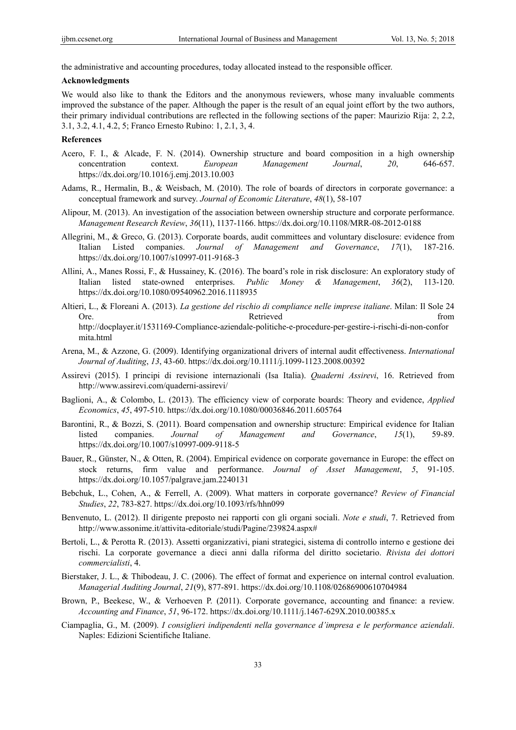the administrative and accounting procedures, today allocated instead to the responsible officer.

**Acknowledgments**

We would also like to thank the Editors and the anonymous reviewers, whose many invaluable comments improved the substance of the paper. Although the paper is the result of an equal joint effort by the two authors, their primary individual contributions are reflected in the following sections of the paper: Maurizio Rija: 2, 2.2, 3.1, 3.2, 4.1, 4.2, 5; Franco Ernesto Rubino: 1, 2.1, 3, 4.

**References**

Acero, F. I., & Alcade, F. N. (2014). Ownership structure and board composition in a high ownership concentration context. *European Management Journal*, *20*, 646-657. https://dx.doi.org/10.1016/j.emj.2013.10.003

Adams, R., Hermalin, B., & Weisbach, M. (2010). The role of boards of directors in corporate governance: a conceptual framework and survey. *Journal of Economic Literature*, *48*(1), 58-107

Alipour, M. (2013). An investigation of the association between ownership structure and corporate performance. *Management Research Review*, *36*(11), 1137-1166. https://dx.doi.org/10.1108/MRR-08-2012-0188

Allegrini, M., & Greco, G. (2013). Corporate boards, audit committees and voluntary disclosure: evidence from Italian Listed companies. *Journal of Management and Governance*, *17*(1), 187-216. https://dx.doi.org/10.1007/s10997-011-9168-3

Allini, A., Manes Rossi, F., & Hussainey, K. (2016). The board's role in risk disclosure: An exploratory study of Italian listed state-owned enterprises. *Public Money & Management*, *36*(2), 113-120. https://dx.doi.org/10.1080/09540962.2016.1118935

Altieri, L., & Floreani A. (2013). *La gestione del rischio di compliance nelle imprese italiane*. Milan: Il Sole 24 Ore. Retrieved from http://docplayer.it/1531169-Compliance-aziendale-politiche-e-procedure-per-gestire-i-rischi-di-non-conformita.html

Arena, M., & Azzone, G. (2009). Identifying organizational drivers of internal audit effectiveness. *International Journal of Auditing*, *13*, 43-60. https://dx.doi.org/10.1111/j.1099-1123.2008.00392

Assirevi (2015). I principi di revisione internazionali (Isa Italia). *Quaderni Assirevi*, 16. Retrieved from http://www.assirevi.com/quaderni-assirevi/

Baglioni, A., & Colombo, L. (2013). The efficiency view of corporate boards: Theory and evidence, *Applied Economics*, *45*, 497-510. https://dx.doi.org/10.1080/00036846.2011.605764

Barontini, R., & Bozzi, S. (2011). Board compensation and ownership structure: Empirical evidence for Italian listed companies. *Journal of Management and Governance*, *15*(1), 59-89. https://dx.doi.org/10.1007/s10997-009-9118-5

Bauer, R., Günster, N., & Otten, R. (2004). Empirical evidence on corporate governance in Europe: the effect on stock returns, firm value and performance. *Journal of Asset Management*, *5*, 91-105. https://dx.doi.org/10.1057/palgrave.jam.2240131

Bebchuk, L., Cohen, A., & Ferrell, A. (2009). What matters in corporate governance? *Review of Financial Studies*, *22*, 783-827. https://dx.doi.org/10.1093/rfs/hhn099

Benvenuto, L. (2012). Il dirigente preposto nei rapporti con gli organi sociali. *Note e studi*, 7. Retrieved from http://www.assonime.it/attivita-editoriale/studi/Pagine/239824.aspx#

Bertoli, L., & Perotta R. (2013). Assetti organizzativi, piani strategici, sistema di controllo interno e gestione dei rischi. La corporate governance a dieci anni dalla riforma del diritto societario. *Rivista dei dottori commercialisti*, 4.

Bierstaker, J. L., & Thibodeau, J. C. (2006). The effect of format and experience on internal control evaluation. *Managerial Auditing Journal*, *21*(9), 877-891. https://dx.doi.org/10.1108/02686900610704984

Brown, P., Beekesc, W., & Verhoeven P. (2011). Corporate governance, accounting and finance: a review. *Accounting and Finance*, *51*, 96-172. https://dx.doi.org/10.1111/j.1467-629X.2010.00385.x

Ciampaglia, G., M. (2009). *I consiglieri indipendenti nella governance d'impresa e le performance aziendali*. Naples: Edizioni Scientifiche Italiane.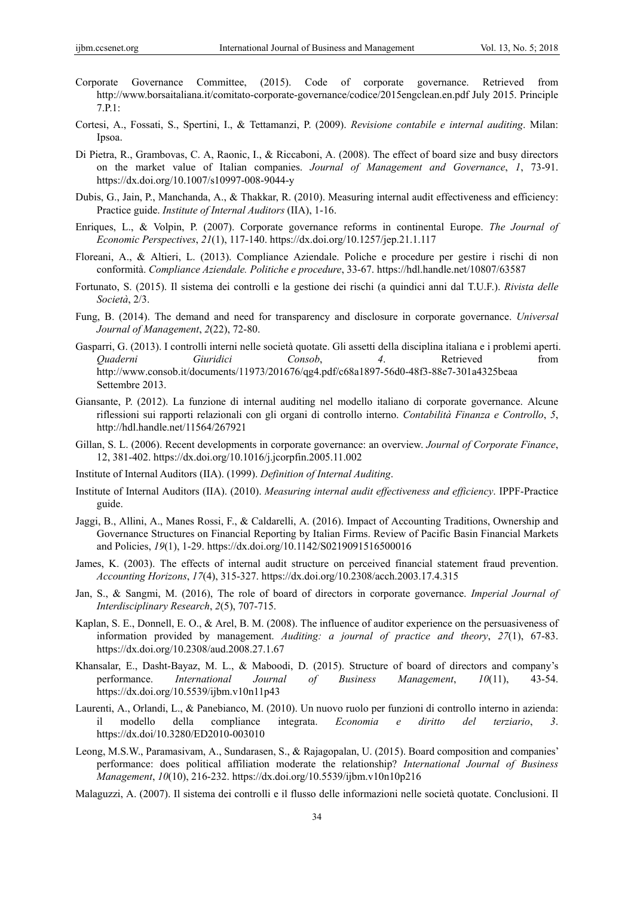Corporate Governance Committee, (2015). Code of corporate governance. Retrieved from http://www.borsaitaliana.it/comitato-corporate-governance/codice/2015engclean.en.pdf July 2015. Principle 7.P.1:

Cortesi, A., Fossati, S., Spertini, I., & Tettamanzi, P. (2009). *Revisione contabile e internal auditing*. Milan: Ipsoa.

Di Pietra, R., Grambovas, C. A, Raonic, I., & Riccaboni, A. (2008). The effect of board size and busy directors on the market value of Italian companies. *Journal of Management and Governance*, *1*, 73-91. https://dx.doi.org/10.1007/s10997-008-9044-y

Dubis, G., Jain, P., Manchanda, A., & Thakkar, R. (2010). Measuring internal audit effectiveness and efficiency: Practice guide. *Institute of Internal Auditors* (IIA), 1-16.

Enriques, L., & Volpin, P. (2007). Corporate governance reforms in continental Europe. *The Journal of Economic Perspectives*, *21*(1), 117-140. https://dx.doi.org/10.1257/jep.21.1.117

Floreani, A., & Altieri, L. (2013). Compliance Aziendale. Poliche e procedure per gestire i rischi di non conformità. *Compliance Aziendale. Politiche e procedure*, 33-67. https://hdl.handle.net/10807/63587

Fortunato, S. (2015). Il sistema dei controlli e la gestione dei rischi (a quindici anni dal T.U.F.). *Rivista delle Società*, 2/3.

Fung, B. (2014). The demand and need for transparency and disclosure in corporate governance. *Universal Journal of Management*, *2*(22), 72-80.

Gasparri, G. (2013). I controlli interni nelle società quotate. Gli assetti della disciplina italiana e i problemi aperti. *Quaderni Giuridici Consob*, *4*. Retrieved from http://www.consob.it/documents/11973/201676/qg4.pdf/c68a1897-56d0-48f3-88e7-301a4325beaa Settembre 2013.

Giansante, P. (2012). La funzione di internal auditing nel modello italiano di corporate governance. Alcune riflessioni sui rapporti relazionali con gli organi di controllo interno. *Contabilità Finanza e Controllo*, *5*, http://hdl.handle.net/11564/267921

Gillan, S. L. (2006). Recent developments in corporate governance: an overview. *Journal of Corporate Finance*, 12, 381-402. https://dx.doi.org/10.1016/j.jcorpfin.2005.11.002

Institute of Internal Auditors (IIA). (1999). *Definition of Internal Auditing*.

Institute of Internal Auditors (IIA). (2010). *Measuring internal audit effectiveness and efficiency*. IPPF-Practice guide.

Jaggi, B., Allini, A., Manes Rossi, F., & Caldarelli, A. (2016). Impact of Accounting Traditions, Ownership and Governance Structures on Financial Reporting by Italian Firms. Review of Pacific Basin Financial Markets and Policies, *19*(1), 1-29. https://dx.doi.org/10.1142/S0219091516500016

James, K. (2003). The effects of internal audit structure on perceived financial statement fraud prevention. *Accounting Horizons*, *17*(4), 315-327. https://dx.doi.org/10.2308/acch.2003.17.4.315

Jan, S., & Sangmi, M. (2016), The role of board of directors in corporate governance. *Imperial Journal of Interdisciplinary Research*, *2*(5), 707-715.

Kaplan, S. E., Donnell, E. O., & Arel, B. M. (2008). The influence of auditor experience on the persuasiveness of information provided by management. *Auditing: a journal of practice and theory*, *27*(1), 67-83. https://dx.doi.org/10.2308/aud.2008.27.1.67

Khansalar, E., Dasht-Bayaz, M. L., & Maboodi, D. (2015). Structure of board of directors and company's performance. *International Journal of Business Management*, *10*(11), 43-54. https://dx.doi.org/10.5539/ijbm.v10n11p43

Laurenti, A., Orlandi, L., & Panebianco, M. (2010). Un nuovo ruolo per funzioni di controllo interno in azienda: il modello della compliance integrata. *Economia e diritto del terziario*, *3*. https://dx.doi/10.3280/ED2010-003010

Leong, M.S.W., Paramasivam, A., Sundarasen, S., & Rajagopalan, U. (2015). Board composition and companies' performance: does political affiliation moderate the relationship? *International Journal of Business Management*, *10*(10), 216-232. https://dx.doi.org/10.5539/ijbm.v10n10p216

Malaguzzi, A. (2007). Il sistema dei controlli e il flusso delle informazioni nelle società quotate. Conclusioni. Il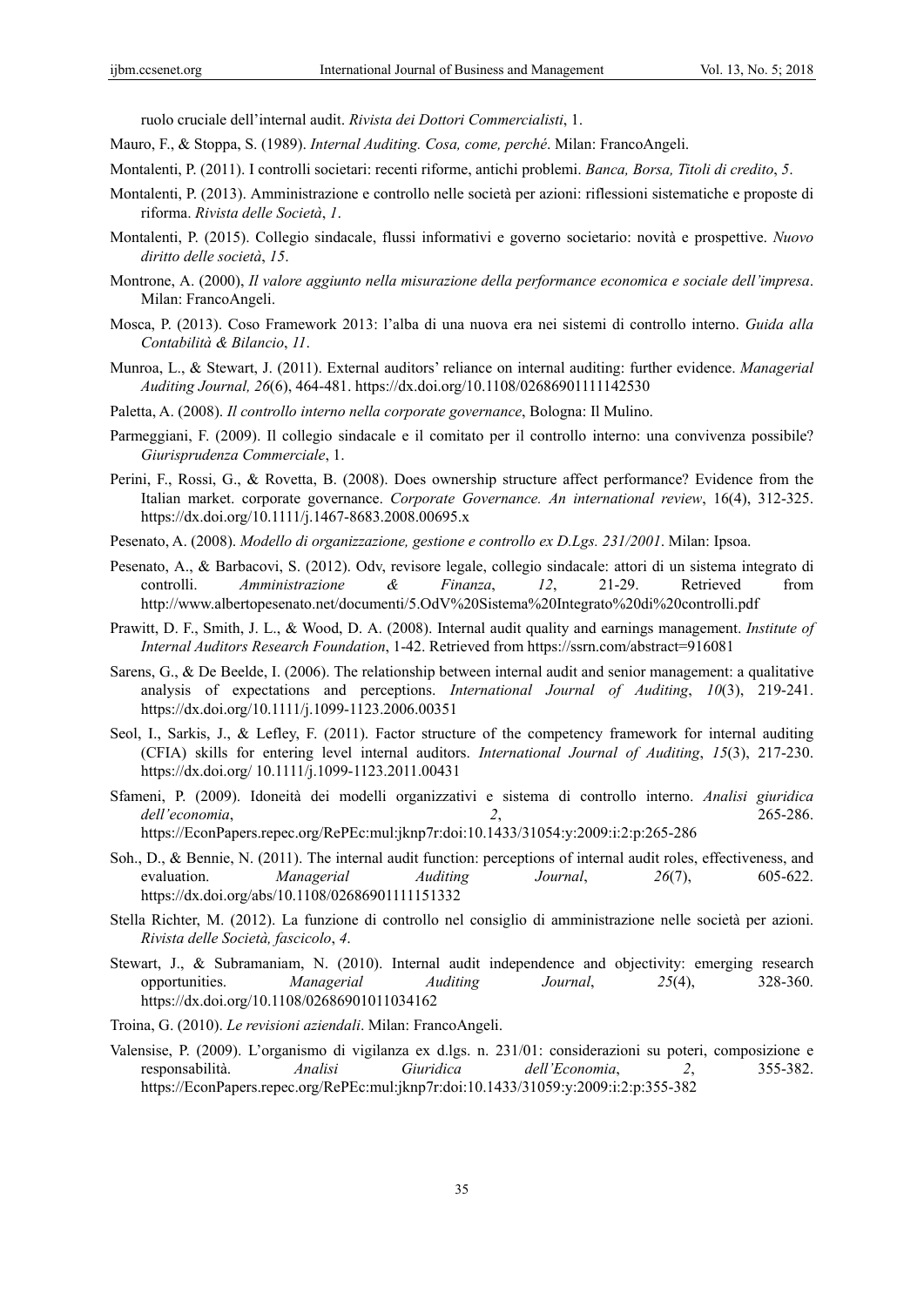ruolo cruciale dell'internal audit. *Rivista dei Dottori Commercialisti*, 1.

Mauro, F., & Stoppa, S. (1989). *Internal Auditing. Cosa, come, perché*. Milan: FrancoAngeli.

Montalenti, P. (2011). I controlli societari: recenti riforme, antichi problemi. *Banca, Borsa, Titoli di credito*, *5*.

Montalenti, P. (2013). Amministrazione e controllo nelle società per azioni: riflessioni sistematiche e proposte di riforma. *Rivista delle Società*, *1*.

Montalenti, P. (2015). Collegio sindacale, flussi informativi e governo societario: novità e prospettive. *Nuovo diritto delle società*, *15*.

Montrone, A. (2000), *Il valore aggiunto nella misurazione della performance economica e sociale dell'impresa*. Milan: FrancoAngeli.

Mosca, P. (2013). Coso Framework 2013: l'alba di una nuova era nei sistemi di controllo interno. *Guida alla Contabilità & Bilancio*, *11*.

Munroa, L., & Stewart, J. (2011). External auditors' reliance on internal auditing: further evidence. *Managerial Auditing Journal, 26*(6), 464-481. https://dx.doi.org/10.1108/02686901111142530

Paletta, A. (2008). *Il controllo interno nella corporate governance*, Bologna: Il Mulino.

Parmeggiani, F. (2009). Il collegio sindacale e il comitato per il controllo interno: una convivenza possibile? *Giurisprudenza Commerciale*, 1.

Perini, F., Rossi, G., & Rovetta, B. (2008). Does ownership structure affect performance? Evidence from the Italian market. corporate governance. *Corporate Governance. An international review*, 16(4), 312-325. https://dx.doi.org/10.1111/j.1467-8683.2008.00695.x

Pesenato, A. (2008). *Modello di organizzazione, gestione e controllo ex D.Lgs. 231/2001*. Milan: Ipsoa.

Pesenato, A., & Barbacovi, S. (2012). Odv, revisore legale, collegio sindacale: attori di un sistema integrato di controlli. *Amministrazione & Finanza*, *12*, 21-29. Retrieved from http://www.albertopesenato.net/documenti/5.OdV%20Sistema%20Integrato%20di%20controlli.pdf

Prawitt, D. F., Smith, J. L., & Wood, D. A. (2008). Internal audit quality and earnings management. *Institute of Internal Auditors Research Foundation*, 1-42. Retrieved from https://ssrn.com/abstract=916081

Sarens, G., & De Beelde, I. (2006). The relationship between internal audit and senior management: a qualitative analysis of expectations and perceptions. *International Journal of Auditing*, *10*(3), 219-241. https://dx.doi.org/10.1111/j.1099-1123.2006.00351

Seol, I., Sarkis, J., & Lefley, F. (2011). Factor structure of the competency framework for internal auditing (CFIA) skills for entering level internal auditors. *International Journal of Auditing*, *15*(3), 217-230. https://dx.doi.org/ 10.1111/j.1099-1123.2011.00431

Sfameni, P. (2009). Idoneità dei modelli organizzativi e sistema di controllo interno. *Analisi giuridica dell'economia*, *2*, 265-286. https://EconPapers.repec.org/RePEc:mul:jknp7r:doi:10.1433/31054:y:2009:i:2:p:265-286

Soh., D., & Bennie, N. (2011). The internal audit function: perceptions of internal audit roles, effectiveness, and evaluation. *Managerial Auditing Journal*, *26*(7), 605-622. https://dx.doi.org/abs/10.1108/02686901111151332

Stella Richter, M. (2012). La funzione di controllo nel consiglio di amministrazione nelle società per azioni. *Rivista delle Società, fascicolo*, *4*.

Stewart, J., & Subramaniam, N. (2010). Internal audit independence and objectivity: emerging research opportunities. *Managerial Auditing Journal*, *25*(4), 328-360. https://dx.doi.org/10.1108/02686901011034162

Troina, G. (2010). *Le revisioni aziendali*. Milan: FrancoAngeli.

Valensise, P. (2009). L'organismo di vigilanza ex d.lgs. n. 231/01: considerazioni su poteri, composizione e responsabilità. *Analisi Giuridica dell'Economia*, *2*, 355-382. https://EconPapers.repec.org/RePEc:mul:jknp7r:doi:10.1433/31059:y:2009:i:2:p:355-382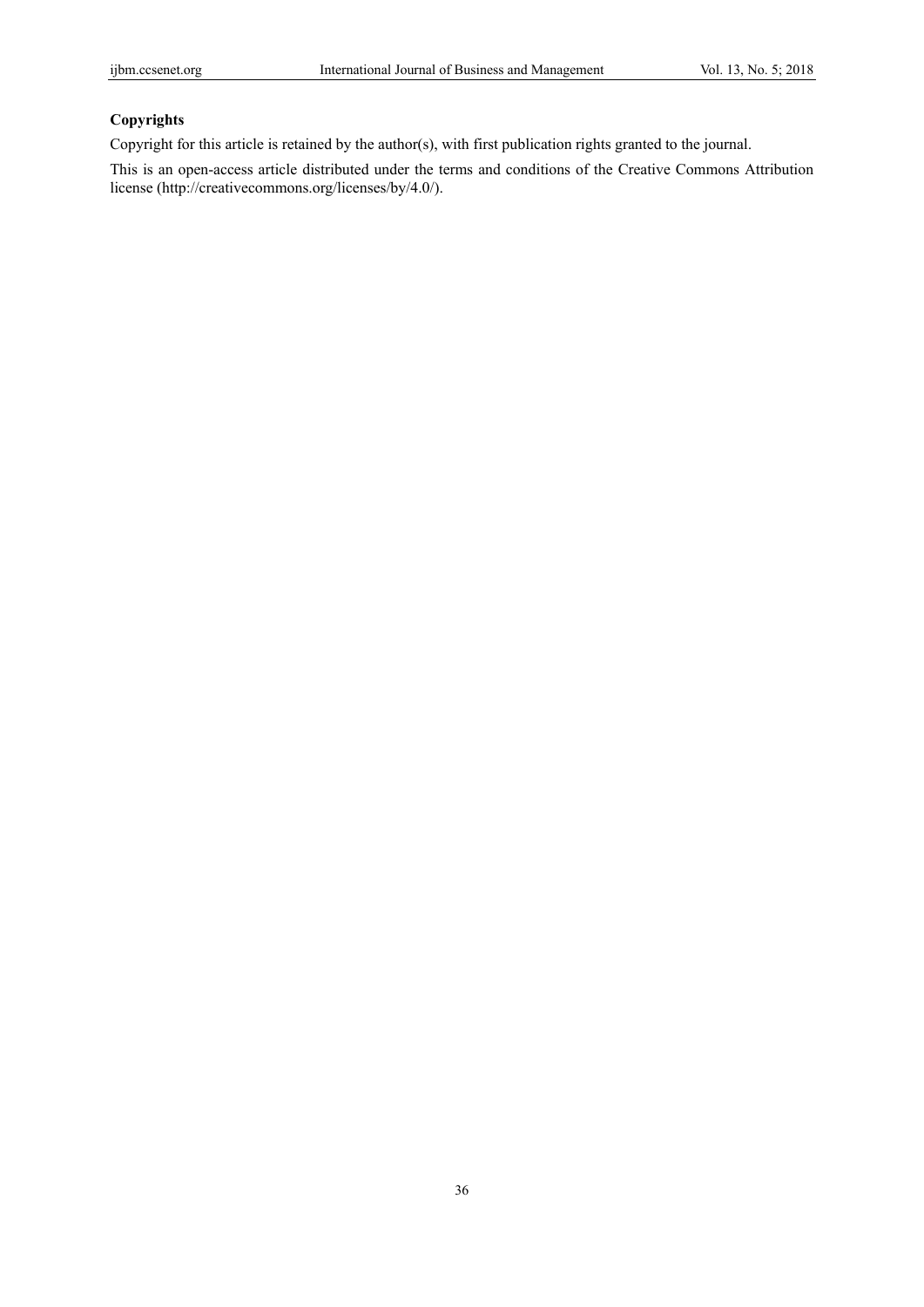**Copyrights**

Copyright for this article is retained by the author(s), with first publication rights granted to the journal.

This is an open-access article distributed under the terms and conditions of the Creative Commons Attribution license (http://creativecommons.org/licenses/by/4.0/).